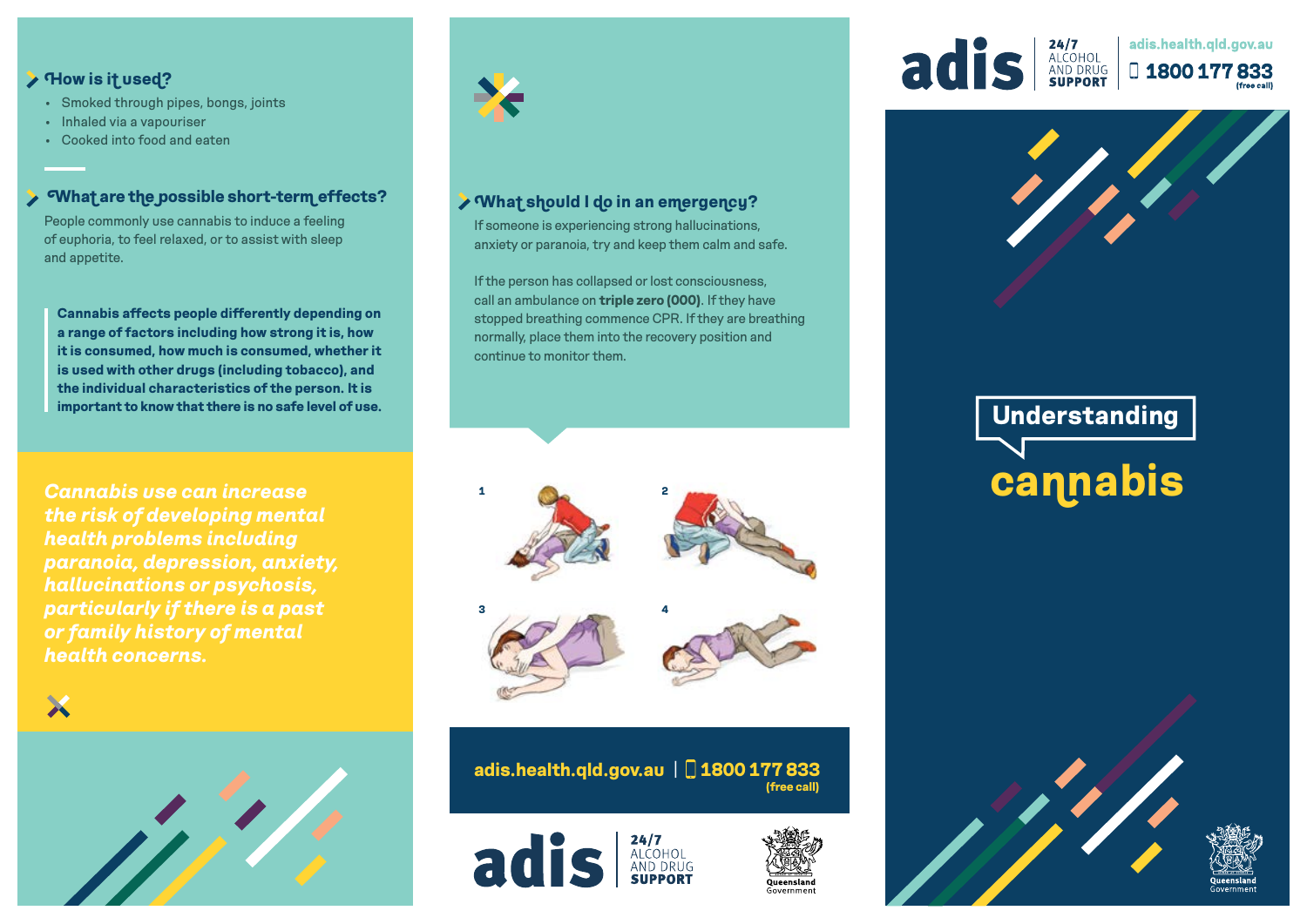## How is it used?

- Smoked through pipes, bongs, joints
- Inhaled via a vapouriser
- Cooked into food and eaten

## What are the possible short-term effects?

People commonly use cannabis to induce a feeling of euphoria, to feel relaxed, or to assist with sleep and appetite.

**Cannabis affects people differently depending on a range of factors including how strong it is, how it is consumed, how much is consumed, whether it is used with other drugs (including tobacco), and the individual characteristics of the person. It is important to know that there is no safe level of use.**

***Cannabis use can increase the risk of developing mental health problems including paranoia, depression, anxiety, hallucinations or psychosis, particularly if there is a past or family history of mental health concerns.***

## What should I do in an emergency?

If someone is experiencing strong hallucinations, anxiety or paranoia, try and keep them calm and safe.

If the person has collapsed or lost consciousness, call an ambulance on **triple zero (000)**. If they have stopped breathing commence CPR. If they are breathing normally, place them into the recovery position and continue to monitor them.

1

2

3

4

**adis.health.qld.gov.au | 1800 177 833 (free call)**

adis 24/7 ALCOHOL AND DRUG SUPPORT

Queensland Government

adis 24/7 ALCOHOL AND DRUG SUPPORT

adis.health.qld.gov.au

1800 177 833 (free call)

# Understanding cannabis

Queensland Government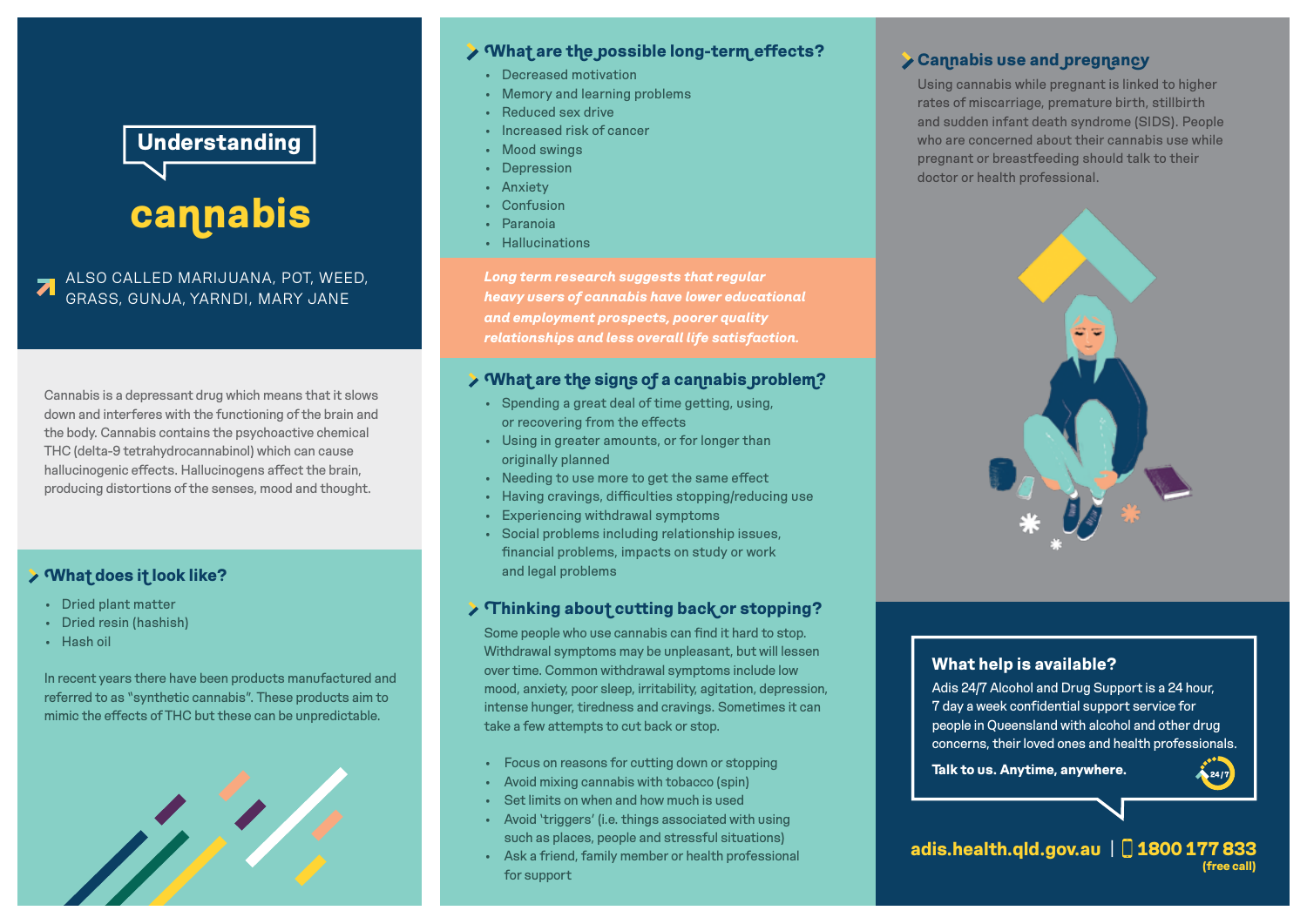# Understanding cannabis

ALSO CALLED MARIJUANA, POT, WEED, GRASS, GUNJA, YARNDI, MARY JANE

Cannabis is a depressant drug which means that it slows down and interferes with the functioning of the brain and the body. Cannabis contains the psychoactive chemical THC (delta-9 tetrahydrocannabinol) which can cause hallucinogenic effects. Hallucinogens affect the brain, producing distortions of the senses, mood and thought.

## What does it look like?

- Dried plant matter
- Dried resin (hashish)
- Hash oil

In recent years there have been products manufactured and referred to as "synthetic cannabis". These products aim to mimic the effects of THC but these can be unpredictable.

## What are the possible long-term effects?

- Decreased motivation
- Memory and learning problems
- Reduced sex drive
- Increased risk of cancer
- Mood swings
- Depression
- Anxiety
- Confusion
- Paranoia
- Hallucinations

***Long term research suggests that regular heavy users of cannabis have lower educational and employment prospects, poorer quality relationships and less overall life satisfaction.***

## What are the signs of a cannabis problem?

- Spending a great deal of time getting, using, or recovering from the effects
- Using in greater amounts, or for longer than originally planned
- Needing to use more to get the same effect
- Having cravings, difficulties stopping/reducing use
- Experiencing withdrawal symptoms
- Social problems including relationship issues, financial problems, impacts on study or work and legal problems

## Thinking about cutting back or stopping?

Some people who use cannabis can find it hard to stop. Withdrawal symptoms may be unpleasant, but will lessen over time. Common withdrawal symptoms include low mood, anxiety, poor sleep, irritability, agitation, depression, intense hunger, tiredness and cravings. Sometimes it can take a few attempts to cut back or stop.

- Focus on reasons for cutting down or stopping
- Avoid mixing cannabis with tobacco (spin)
- Set limits on when and how much is used
- Avoid 'triggers' (i.e. things associated with using such as places, people and stressful situations)
- Ask a friend, family member or health professional for support

## Cannabis use and pregnancy

Using cannabis while pregnant is linked to higher rates of miscarriage, premature birth, stillbirth and sudden infant death syndrome (SIDS). People who are concerned about their cannabis use while pregnant or breastfeeding should talk to their doctor or health professional.

## What help is available?

Adis 24/7 Alcohol and Drug Support is a 24 hour, 7 day a week confidential support service for people in Queensland with alcohol and other drug concerns, their loved ones and health professionals.

**Talk to us. Anytime, anywhere.**

**adis.health.qld.gov.au | 1800 177 833 (free call)**